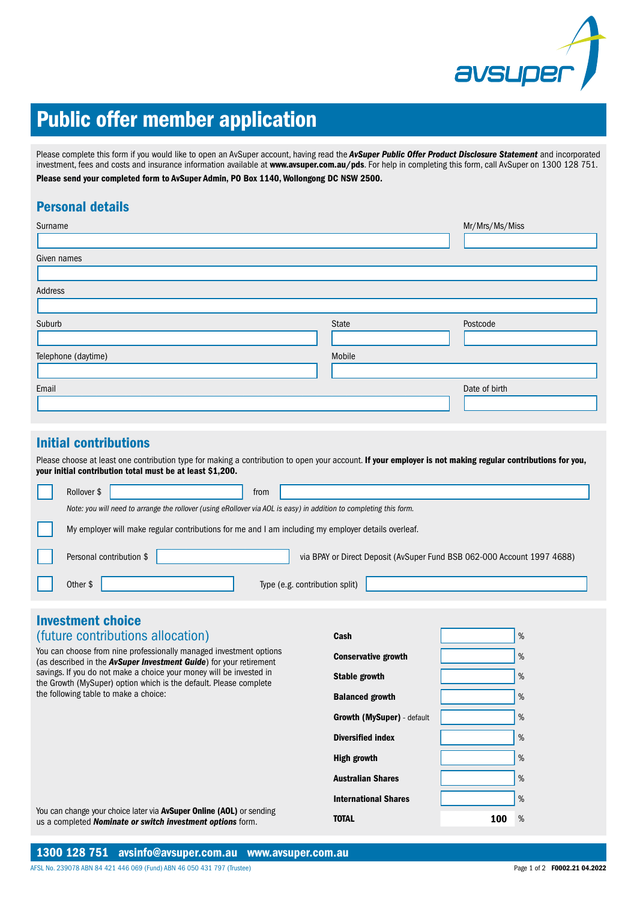# Public offer member application

Please complete this form if you would like to open an AvSuper account, having read the ***AvSuper Public Offer Product Disclosure Statement*** and incorporated investment, fees and costs and insurance information available at **www.avsuper.com.au/pds**. For help in completing this form, call AvSuper on 1300 128 751.

**Please send your completed form to AvSuper Admin, PO Box 1140, Wollongong DC NSW 2500.**

## Personal details

Surname

Mr/Mrs/Ms/Miss

Given names

Address

Suburb

State

Postcode

Telephone (daytime)

Mobile

Email

Date of birth

## Initial contributions

Please choose at least one contribution type for making a contribution to open your account. **If your employer is not making regular contributions for you, your initial contribution total must be at least $1,200.**

☐ Rollover $ ______ from ______

*Note: you will need to arrange the rollover (using eRollover via AOL is easy) in addition to completing this form.*

☐ My employer will make regular contributions for me and I am including my employer details overleaf.

☐ Personal contribution $ ______ via BPAY or Direct Deposit (AvSuper Fund BSB 062-000 Account 1997 4688)

☐ Other $ ______ Type (e.g. contribution split) ______

## Investment choice
(future contributions allocation)

You can choose from nine professionally managed investment options (as described in the ***AvSuper Investment Guide***) for your retirement savings. If you do not make a choice your money will be invested in the Growth (MySuper) option which is the default. Please complete the following table to make a choice:

| Option | % |
|---|---|
| **Cash** | % |
| **Conservative growth** | % |
| **Stable growth** | % |
| **Balanced growth** | % |
| **Growth (MySuper)** - default | % |
| **Diversified index** | % |
| **High growth** | % |
| **Australian Shares** | % |
| **International Shares** | % |
| **TOTAL** | 100 % |

You can change your choice later via **AvSuper Online (AOL)** or sending us a completed ***Nominate or switch investment options*** form.

**1300 128 751 avsinfo@avsuper.com.au www.avsuper.com.au**

AFSL No. 239078 ABN 84 421 446 069 (Fund) ABN 46 050 431 797 (Trustee)

**F0002.21 04.2022**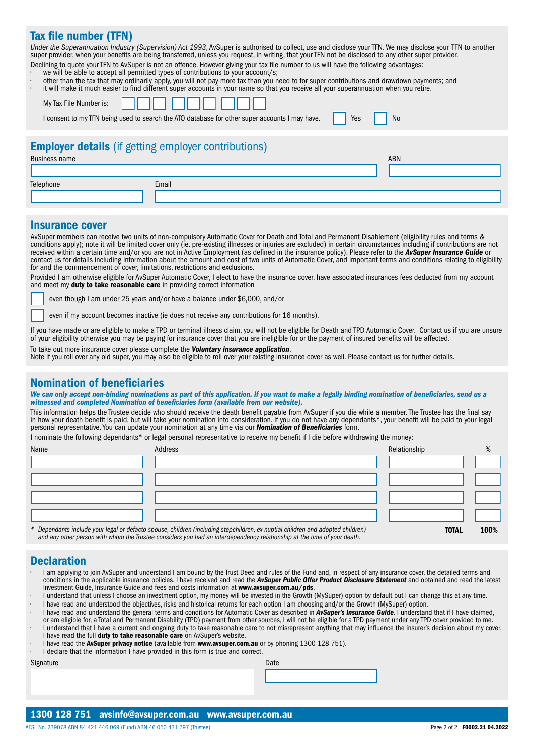## Tax file number (TFN)

*Under the Superannuation Industry (Supervision) Act 1993*, AvSuper is authorised to collect, use and disclose your TFN. We may disclose your TFN to another super provider, when your benefits are being transferred, unless you request, in writing, that your TFN not be disclosed to any other super provider.

Declining to quote your TFN to AvSuper is not an offence. However giving your tax file number to us will have the following advantages:

- we will be able to accept all permitted types of contributions to your account/s;
- other than the tax that may ordinarily apply, you will not pay more tax than you need to for super contributions and drawdown payments; and
- it will make it much easier to find different super accounts in your name so that you receive all your superannuation when you retire.

My Tax File Number is: ☐☐☐ ☐☐☐ ☐☐☐

I consent to my TFN being used to search the ATO database for other super accounts I may have. ☐ Yes ☐ No

## Employer details (if getting employer contributions)

| Business name | ABN |
|---|---|
| | |

| Telephone | Email |
|---|---|
| | |

## Insurance cover

AvSuper members can receive two units of non-compulsory Automatic Cover for Death and Total and Permanent Disablement (eligibility rules and terms & conditions apply); note it will be limited cover only (ie. pre-existing illnesses or injuries are excluded) in certain circumstances including if contributions are not received within a certain time and/or you are not in Active Employment (as defined in the insurance policy). Please refer to the ***AvSuper Insurance Guide*** or contact us for details including information about the amount and cost of two units of Automatic Cover, and important terms and conditions relating to eligibility for and the commencement of cover, limitations, restrictions and exclusions.

Provided I am otherwise eligible for AvSuper Automatic Cover, I elect to have the insurance cover, have associated insurances fees deducted from my account and meet my **duty to take reasonable care** in providing correct information

☐ even though I am under 25 years and/or have a balance under $6,000, and/or

☐ even if my account becomes inactive (ie does not receive any contributions for 16 months).

If you have made or are eligible to make a TPD or terminal illness claim, you will not be eligible for Death and TPD Automatic Cover. Contact us if you are unsure of your eligibility otherwise you may be paying for insurance cover that you are ineligible for or the payment of insured benefits will be affected.

To take out more insurance cover please complete the ***Voluntary insurance application***.
Note if you roll over any old super, you may also be eligible to roll over your existing insurance cover as well. Please contact us for further details.

## Nomination of beneficiaries

***We can only accept non-binding nominations as part of this application. If you want to make a legally binding nomination of beneficiaries, send us a witnessed and completed Nomination of beneficiaries form (available from our website).***

This information helps the Trustee decide who should receive the death benefit payable from AvSuper if you die while a member. The Trustee has the final say in how your death benefit is paid, but will take your nomination into consideration. If you do not have any dependants*, your benefit will be paid to your legal personal representative. You can update your nomination at any time via our ***Nomination of Beneficiaries*** form.

I nominate the following dependants* or legal personal representative to receive my benefit if I die before withdrawing the money:

| Name | Address | Relationship | % |
|---|---|---|---|
| | | | |
| | | | |
| | | | |
| | | | |
| | | **TOTAL** | **100%** |

*\* Dependants include your legal or defacto spouse, children (including stepchildren, ex-nuptial children and adopted children) and any other person with whom the Trustee considers you had an interdependency relationship at the time of your death.*

## Declaration

- I am applying to join AvSuper and understand I am bound by the Trust Deed and rules of the Fund and, in respect of any insurance cover, the detailed terms and conditions in the applicable insurance policies. I have received and read the ***AvSuper Public Offer Product Disclosure Statement*** and obtained and read the latest Investment Guide, Insurance Guide and fees and costs information at **www.avsuper.com.au/pds**.
- I understand that unless I choose an investment option, my money will be invested in the Growth (MySuper) option by default but I can change this at any time.
- I have read and understood the objectives, risks and historical returns for each option I am choosing and/or the Growth (MySuper) option.
- I have read and understand the general terms and conditions for Automatic Cover as described in ***AvSuper's Insurance Guide***. I understand that if I have claimed, or am eligible for, a Total and Permanent Disability (TPD) payment from other sources, I will not be eligible for a TPD payment under any TPD cover provided to me.
- I understand that I have a current and ongoing duty to take reasonable care to not misrepresent anything that may influence the insurer's decision about my cover. I have read the full **duty to take reasonable care** on AvSuper's website.
- I have read the **AvSuper privacy notice** (available from **www.avsuper.com.au** or by phoning 1300 128 751).
- I declare that the information I have provided in this form is true and correct.

| Signature | Date |
|---|---|
| | |

**1300 128 751 avsinfo@avsuper.com.au www.avsuper.com.au**

AFSL No. 239078 ABN 84 421 446 069 (Fund) ABN 46 050 431 797 (Trustee) **F0002.21 04.2022**